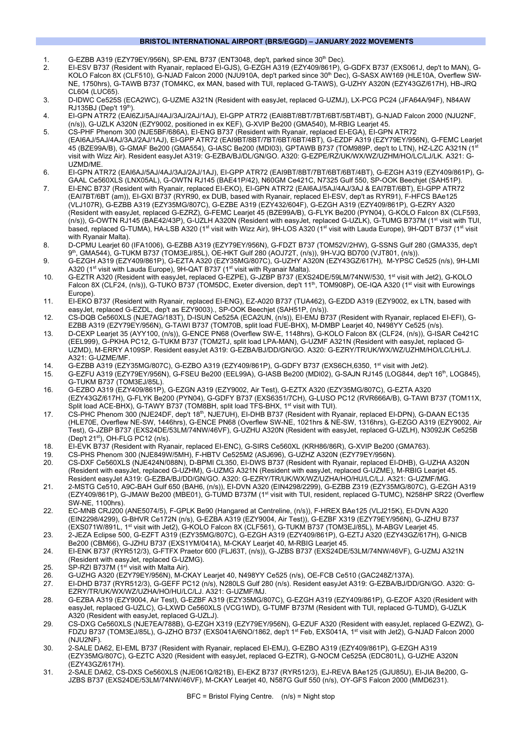## BRISTOL INTERNATIONAL AIRPORT (BRS/EGGD) – JANUARY 2022 MOVEMENTS

1. G-EZBB A319 (EZY79EY/956N), SP-ENL B737 (ENT3048, dep't, parked since 30th Dec).
2. EI-ESV B737 (Resident with Ryanair, replaced EI-GJS), G-EZGH A319 (EZY409/861P), G-GDFX B737 (EXS061J, dep't to MAN), G-KOLO Falcon 8X (CLF510), G-NJAD Falcon 2000 (NJU910A, dep't parked since 30th Dec), G-SASX AW169 (HLE10A, Overflew SW-NE, 1750hrs), G-TAWB B737 (TOM4KC, ex MAN, based with TUI, replaced G-TAWS), G-UZHY A320N (EZY43GZ/617H), HB-JRQ CL604 (LUC65).
3. D-IDWC Ce525S (ECA2WC), G-UZME A321N (Resident with easyJet, replaced G-UZMJ), LX-PCG PC24 (JFA64A/94F), N84AW RJ135BJ (Dep't 19th).
4. EI-GPN ATR72 (EAI6ZJ/5AJ/4AJ/3AJ/2AJ/1AJ), EI-GPP ATR72 (EAI8BT/8BT/7BT/6BT/5BT/4BT), G-NJAD Falcon 2000 (NJU2NF, (n/s)), G-UZLK A320N (EZY9002, positioned in ex KEF), G-XVIP Be200 (GMA540), M-RBIG Learjet 45.
5. CS-PHF Phenom 300 (NJE5BF/686A), EI-ENG B737 (Resident with Ryanair, replaced EI-EGA), EI-GPN ATR72 (EAI6AJ/5AJ/4AJ/3AJ/2AJ/1AJ), EI-GPP ATR72 (EAI9BT/8BT/7BT/6BT/6BT/4BT), G-EZDF A319 (EZY79EY/956N), G-FEMC Learjet 45 (BZE99A/B), G-GMAF Be200 (GMA554), G-IASC Be200 (MDI03), GPTAWB B737 (TOM989P, dep't to LTN), HZ-LZC A321N (1st visit with Wizz Air). Resident easyJet A319: G-EZBA/BJ/DL/GN/GO. A320: G-EZPE/RZ/UK/WX/WZ/UZHM/HO/LC/LJ/LK. A321: G-UZMD/ME.
6. EI-GPN ATR72 (EAI6AJ/5AJ/4AJ/3AJ/2AJ/1AJ), EI-GPP ATR72 (EAI9BT/8BT/7BT/6BT/6BT/4BT), G-EZGH A319 (EZY409/861P), G-GAAL Ce560XLS (LNX05AL), G-OWTN RJ145 (BAE41P/42), N60GM Ce421C, N7325 Gulf 550, SP-OOK Beechjet (SAH51P).
7. EI-ENC B737 (Resident with Ryanair, replaced EI-EKO), EI-GPN ATR72 (EAI6AJ/5AJ/4AJ/3AJ & EAI7BT/6BT), EI-GPP ATR72 (EAI7BT/6BT (am)), EI-GXI B737 (RYR90, ex DUB, based with Ryanair, replaced EI-ESV, dep't as RYR91), F-HFCS BAe125 (VLJ107R), G-EZBB A319 (EZY35MG/807C), G-EZBE A319 (EZY432/604F), G-EZGH A319 (EZY409/861P), G-EZRY A320 (Resident with easyJet, replaced G-EZRZ), G-FEMC Learjet 45 (BZE99A/B), G-FLYK Be200 (PYN04), G-KOLO Falcon 8X (CLF593, (n/s)), G-OWTN RJ145 (BAE42/43P), G-UZLH A320N (Resident with easyJet, replaced G-UZLK), G-TUMG B737M (1st visit with TUI, based, replaced G-TUMA), HA-LSB A320 (1st visit with Wizz Air), 9H-LOS A320 (1st visit with Lauda Europe), 9H-QDT B737 (1st visit with Ryanair Malta).
8. D-CPMU Learjet 60 (IFA1006), G-EZBB A319 (EZY79EY/956N), G-FDZT B737 (TOM52V/2HW), G-SSNS Gulf 280 (GMA335, dep't 9th, GMA544), G-TUKM B737 (TOM3EJ/85L), OE-HKT Gulf 280 (AOJ72T, (n/s)), 9H-VJQ BD700 (VJT801, (n/s)).
9. G-EZGH A319 (EZY409/861P), G-EZTA A320 (EZY35MG/807C), G-UZHY A320N (EZY43GZ/617H), M-YPSC Ce525 (n/s), 9H-LMI A320 (1st visit with Lauda Europe), 9H-QAT B737 (1st visit with Ryanair Malta).
10. G-EZTR A320 (Resident with easyJet, replaced G-EZPE), G-JZBP B737 (EXS24DE/59LM/74NW/530, 1st visit with Jet2), G-KOLO Falcon 8X (CLF24, (n/s)), G-TUKO B737 (TOM5DC, Exeter diversion, dep't 11th, TOM908P), OE-IQA A320 (1st visit with Eurowings Europe).
11. EI-EKO B737 (Resident with Ryanair, replaced EI-ENG), EZ-A020 B737 (TUA462), G-EZDD A319 (EZY9002, ex LTN, based with easyJet, replaced G-EZDL, dep't as EZY9003)., SP-OOK Beechjet (SAH51P, (n/s)).
12. CS-DQB Ce560XLS (NJE7AG/183T), D-ISUN Ce525A (ECA2UN, (n/s)), EI-EMJ B737 (Resident with Ryanair, replaced EI-EFI), G-EZBB A319 (EZY79EY/956N), G-TAWI B737 (TOM70B, split load FUE-BHX), M-DMBP Learjet 40, N498YY Ce525 (n/s).
13. D-CEXP Learjet 35 (AYY100, (n/s)), G-ENCE PN68 (Overflew SW-E, 1148hrs), G-KOLO Falcon 8X (CLF24, (n/s)), G-ISAR Ce421C (EEL999), G-PKHA PC12, G-TUKM B737 (TOM2TJ, split load LPA-MAN), G-UZMF A321N (Resident with easyJet, replaced G-UZMD), M-ERRY A109SP. Resident easyJet A319: G-EZBA/BJ/DD/GN/GO. A320: G-EZRY/TR/UK/WX/WZ/UZHM/HO/LC/LH/LJ. A321: G-UZME/MF.
14. G-EZBB A319 (EZY35MG/807C), G-EZBO A319 (EZY409/861P), G-GDFY B737 (EXS6CH,6350, 1st visit with Jet2).
15. G-EZFU A319 (EZY79EY/956N), G-FSEU Be200 (EEL99A), G-IASB Be200 (MDI02), G-SAJN RJ145 (LOG844, dep't 16th, LOG845), G-TUKM B737 (TOM3EJ/85L).
16. G-EZBO A319 (EZY409/861P), G-EZGN A319 (EZY9002, Air Test), G-EZTX A320 (EZY35MG/807C), G-EZTA A320 (EZY43GZ/617H), G-FLYK Be200 (PYN04), G-GDFY B737 (EXS6351/7CH), G-LUSO PC12 (RVR666A/B), G-TAWI B737 (TOM11X, Split load ACE-BHX), G-TAWY B737 (TOM8BH, split load TFS-BHX, 1st visit with TUI).
17. CS-PHC Phenom 300 (NJE24DF, dep't 18th, NJE7UH), EI-DHB B737 (Resident with Ryanair, replaced EI-DPN), G-DAAN EC135 (HLE70E, Overflew NE-SW, 1446hrs), G-ENCE PN68 (Overflew SW-NE, 1021hrs & NE-SW, 1316hrs), G-EZGO A319 (EZY9002, Air Test), G-JZBP B737 (EXS24DE/53LM/74NW/46VF), G-UZHU A320N (Resident with easyJet, replaced G-UZLH), N3092JK Ce525B (Dep't 21st), OH-FLG PC12 (n/s).
18. EI-EVK B737 (Resident with Ryanair, replaced EI-ENC), G-SIRS Ce560XL (KRH86/86R), G-XVIP Be200 (GMA763).
19. CS-PHS Phenom 300 (NJE849W/5MH), F-HBTV Ce525M2 (ASJ696), G-UZHZ A320N (EZY79EY/956N).
20. CS-DXF Ce560XLS (NJE424N/088N), D-BPMI CL350, EI-DWS B737 (Resident with Ryanair, replaced EI-DHB), G-UZHA A320N (Resident with easyJet, replaced G-UZHM), G-UZMG A321N (Resident with easyJet, replaced G-UZME), M-RBIG Learjet 45. Resident easyJet A319: G-EZBA/BJ/DD/GN/GO. A320: G-EZRY/TR/UK/WX/WZ/UZHA/HO/HU/LC/LJ. A321: G-UZMF/MG.
21. 2-MSTG Ce510, A9C-BAH Gulf 650 (BAH6, (n/s)), EI-DVN A320 (EIN4298/2299), G-EZBB Z319 (EZY35MG/807C), G-EZGH A319 (EZY409/861P), G-JMAW Be200 (MBE01), G-TUMD B737M (1st visit with TUI, resident, replaced G-TUMC), N258HP SR22 (Overflew SW-NE, 1100hrs).
22. EC-MNB CRJ200 (ANE5074/5), F-GPLK Be90 (Hangared at Centreline, (n/s)), F-HREX BAe125 (VLJ215K), EI-DVN A320 (EIN2298/4299), G-BHVR Ce172N (n/s), G-EZBA A319 (EZY9004, Air Test)), G-EZBF X319 (EZY79EY/956N), G-JZHU B737 (EXS071W/891L, 1st visit with Jet2), G-KOLO Falcon 8X (CLF561), G-TUKM B737 (TOM3EJ/85L), M-ABGV Learjet 45.
23. 2-JEZA Eclipse 500, G-EZFT A319 (EZY35MG/807C), G-EZGH A319 (EZY409/861P), G-EZTJ A320 (EZY43GZ/617H), G-NICB Be200 (CBM66), G-JZHU B737 (EXS1YM/041A), M-CKAY Learjet 40, M-RBIG Learjet 45.
24. EI-ENK B737 (RYR512/3), G-FTFX Praetor 600 (FLJ63T, (n/s)), G-JZBS B737 (EXS24DE/53LM/74NW/46VF), G-UZMJ A321N (Resident with easyJet, replaced G-UZMG).
25. SP-RZI B737M (1st visit with Malta Air).
26. G-UZHG A320 (EZY79EY/956N), M-CKAY Learjet 40, N498YY Ce525 (n/s), OE-FCB Ce510 (GAC248Z/137A).
27. EI-DHD B737 (RYR512/3), G-GEFF PC12 (n/s), N280LS Gulf 280 (n/s). Resident easyJet A319: G-EZBA/BJ/DD/GN/GO. A320: G-EZRY/TR/UK/WX/WZ/UZHA/HO/HU/LC/LJ. A321: G-UZMF/MJ.
28. G-EZBA A319 (EZY9004, Air Test), G-EZBF A319 (EZY35MG/807C), G-EZGH A319 (EZY409/861P), G-EZOF A320 (Resident with easyJet, replaced G-UZLC), G-LXWD Ce560XLS (VCG1WD), G-TUMF B737M (Resident with TUI, replaced G-TUMD), G-UZLK A320 (Resident with easyJet, replaced G-UZLJ).
29. CS-DXG Ce560XLS (NJE7EA/788B), G-EZGH X319 (EZY79EY/956N), G-EZUF A320 (Resident with easyJet, replaced G-EZWZ), G-FDZU B737 (TOM3EJ/85L), G-JZHO B737 (EXS041A/6NO/1862, dep't 1st Feb, EXS041A, 1st visit with Jet2), G-NJAD Falcon 2000 (NJU2NF).
30. 2-SALE DA62, EI-EML B737 (Resident with Ryanair, replaced EI-EMJ), G-EZBO A319 (EZY409/861P), G-EZGH A319 (EZY35MG/807C), G-EZTC A320 (Resident with easyJet, replaced G-EZTR), G-NOCM Ce525A (EDC801L), G-UZHE A320N (EZY43GZ/617H).
31. 2-SALE DA62, CS-DXS Ce560XLS (NJE061Q/821B), EI-EKZ B737 (RYR512/3), EJ-REVA BAe125 (GJU85U), EI-JIA Be200, G-JZBS B737 (EXS24DE/53LM/74NW/46VF), M-CKAY Learjet 40, N587G Gulf 550 (n/s), OY-GFS Falcon 2000 (MMD6231).

BFC = Bristol Flying Centre. (n/s) = Night stop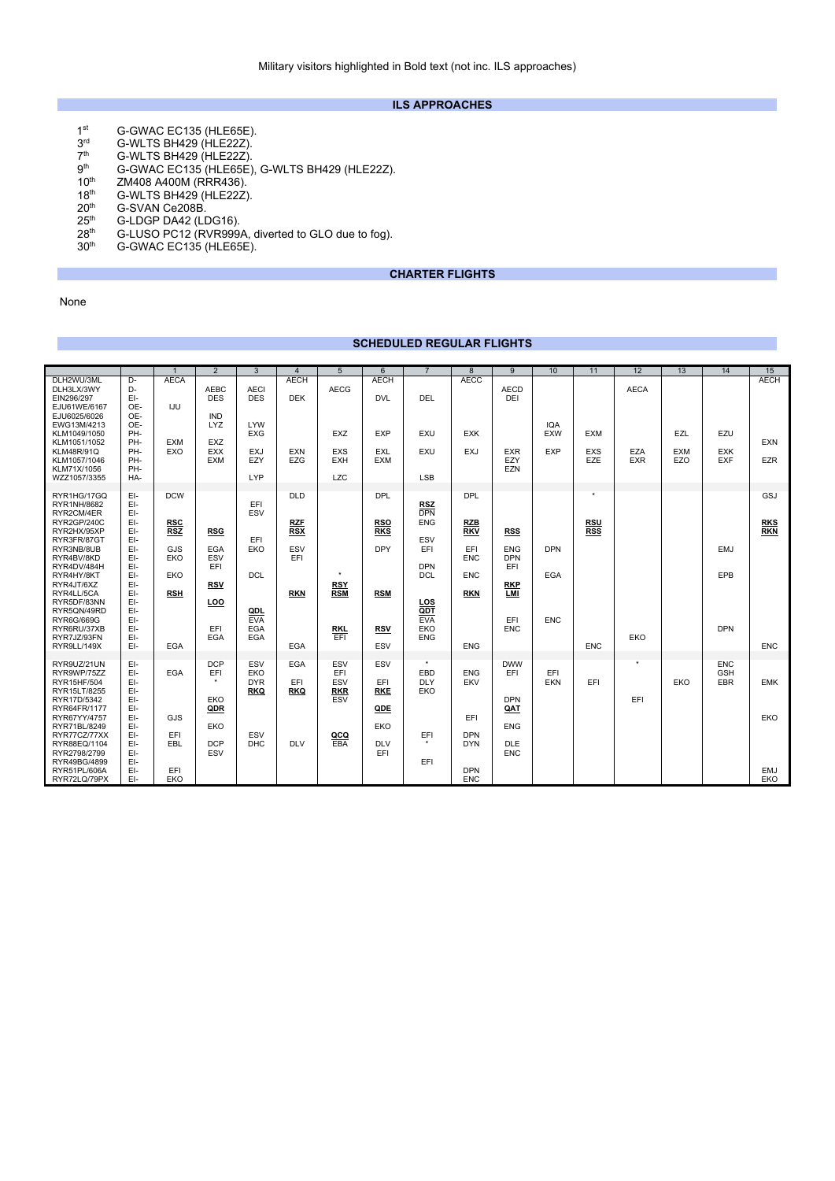Military visitors highlighted in Bold text (not inc. ILS approaches)

## ILS APPROACHES

| | |
|---|---|
| 1st | G-GWAC EC135 (HLE65E). |
| 3rd | G-WLTS BH429 (HLE22Z). |
| 7th | G-WLTS BH429 (HLE22Z). |
| 9th | G-GWAC EC135 (HLE65E), G-WLTS BH429 (HLE22Z). |
| 10th | ZM408 A400M (RRR436). |
| 18th | G-WLTS BH429 (HLE22Z). |
| 20th | G-SVAN Ce208B. |
| 25th | G-LDGP DA42 (LDG16). |
| 28th | G-LUSO PC12 (RVR999A, diverted to GLO due to fog). |
| 30th | G-GWAC EC135 (HLE65E). |

## CHARTER FLIGHTS

None

## SCHEDULED REGULAR FLIGHTS

| | | 1 | 2 | 3 | 4 | 5 | 6 | 7 | 8 | 9 | 10 | 11 | 12 | 13 | 14 | 15 |
|---|---|---|---|---|---|---|---|---|---|---|---|---|---|---|---|---|
| DLH2WU/3ML | D- | AECA | | | AECH | | AECH | | AECC | | | | | | | AECH |
| DLH3LX/3WY | D- | | AEBC | AECI | | AECG | | | | AECD | | | AECA | | | |
| EIN296/297 | EI- | | DES | DES | DEK | | DVL | DEL | | DEI | | | | | | |
| EJU61WE/6167 | OE- | IJU | | | | | | | | | | | | | | |
| EJU6025/6026 | OE- | | IND | | | | | | | | | | | | | |
| EWG13M/4213 | OE- | | LYZ | LYW | | | | | | | IQA | | | | | |
| KLM1049/1050 | PH- | | | EXG | | EXZ | EXP | EXU | EXK | | EXW | EXM | | EZL | EZU | |
| KLM1051/1052 | PH- | EXM | EXZ | | | | | | | | | | | | | EXN |
| KLM48R/91Q | PH- | EXO | EXX | EXJ | EXN | EXS | EXL | EXU | EXJ | EXR | EXP | EXS | EZA | EXM | EXK | |
| KLM1057/1046 | PH- | | EXM | EZY | EZG | EXH | EXM | | | EZY | | EZE | EXR | EZO | EXF | EZR |
| KLM71X/1056 | PH- | | | | | | | | | EZN | | | | | | |
| WZZ1057/3355 | HA- | | | LYP | | LZC | | LSB | | | | | | | | |
| RYR1HG/17GQ | EI- | DCW | | | DLD | | DPL | | DPL | | | * | | | | GSJ |
| RYR1NH/8682 | EI- | | | EFI | | | | **RSZ** | | | | | | | | |
| RYR2CM/4ER | EI- | | | ESV | | | | DPN | | | | | | | | |
| RYR2GP/240C | EI- | **RSC** | | | **RZF** | | **RSO** | ENG | **RZB** | | | **RSU** | | | | **RKS** |
| RYR2HX/95XP | EI- | **RSZ** | **RSG** | | **RSX** | | **RKS** | | **RKV** | **RSS** | | **RSS** | | | | **RKN** |
| RYR3FR/87GT | EI- | | | EFI | | | | ESV | | | | | | | | |
| RYR3NB/8UB | EI- | GJS | EGA | EKO | ESV | | DPY | EFI | EFI | ENG | DPN | | | | EMJ | |
| RYR4BV/8KD | EI- | EKO | ESV | | EFI | | | | ENC | DPN | | | | | | |
| RYR4DV/484H | EI- | | EFI | | | | | DPN | | EFI | | | | | | |
| RYR4HY/8KT | EI- | EKO | | DCL | | * | | DCL | ENC | | EGA | | | | EPB | |
| RYR4JT/6XZ | EI- | | **RSV** | | | **RSY** | | | | **RKP** | | | | | | |
| RYR4LL/5CA | EI- | **RSH** | | | **RKN** | **RSM** | **RSM** | | **RKN** | **LMI** | | | | | | |
| RYR5DF/83NN | EI- | | **LOO** | | | | | **LOS** | | | | | | | | |
| RYR5QN/49RD | EI- | | | **QDL** | | | | **QDT** | | | | | | | | |
| RYR6G/669G | EI- | | | EVA | | | | EVA | | EFI | ENC | | | | | |
| RYR6RU/37XB | EI- | | EFI | EGA | | **RKL** | **RSV** | EKO | | ENC | | | | | DPN | |
| RYR7JZ/93FN | EI- | | EGA | EGA | | EFI | | ENG | | | | | EKO | | | |
| RYR9LL/149X | EI- | EGA | | | EGA | | ESV | | ENG | | | ENC | | | | ENC |
| RYR9UZ/21UN | EI- | | DCP | ESV | EGA | ESV | ESV | * | | DWW | | | * | | ENC | |
| RYR9WP/75ZZ | EI- | EGA | EFI | EKO | | EFI | | EBD | ENG | EFI | EFI | | | | GSH | |
| RYR15HF/504 | EI- | | * | DYR | EFI | ESV | EFI | DLY | EKV | | EKN | EFI | | EKO | EBR | EMK |
| RYR15LT/8255 | EI- | | | **RKQ** | **RKQ** | **RKR** | **RKE** | EKO | | | | | | | | |
| RYR17D/5342 | EI- | | EKO | | | ESV | | | | DPN | | | EFI | | | |
| RYR64FR/1177 | EI- | | **QDR** | | | | **QDE** | | | **QAT** | | | | | | |
| RYR67YY/4757 | EI- | GJS | | | | | | | EFI | | | | | | | EKO |
| RYR71BL/8249 | EI- | | EKO | | | | EKO | | | ENG | | | | | | |
| RYR77CZ/77XX | EI- | EFI | | ESV | | **QCQ** | | EFI | DPN | | | | | | | |
| RYR88EQ/1104 | EI- | EBL | DCP | DHC | DLV | EBA | DLV | * | DYN | DLE | | | | | | |
| RYR2798/2799 | EI- | | ESV | | | | EFI | | | ENC | | | | | | |
| RYR49BG/4899 | EI- | | | | | | | EFI | | | | | | | | |
| RYR51PL/606A | EI- | EFI | | | | | | | DPN | | | | | | | EMJ |
| RYR72LQ/79PX | EI- | EKO | | | | | | | ENC | | | | | | | EKO |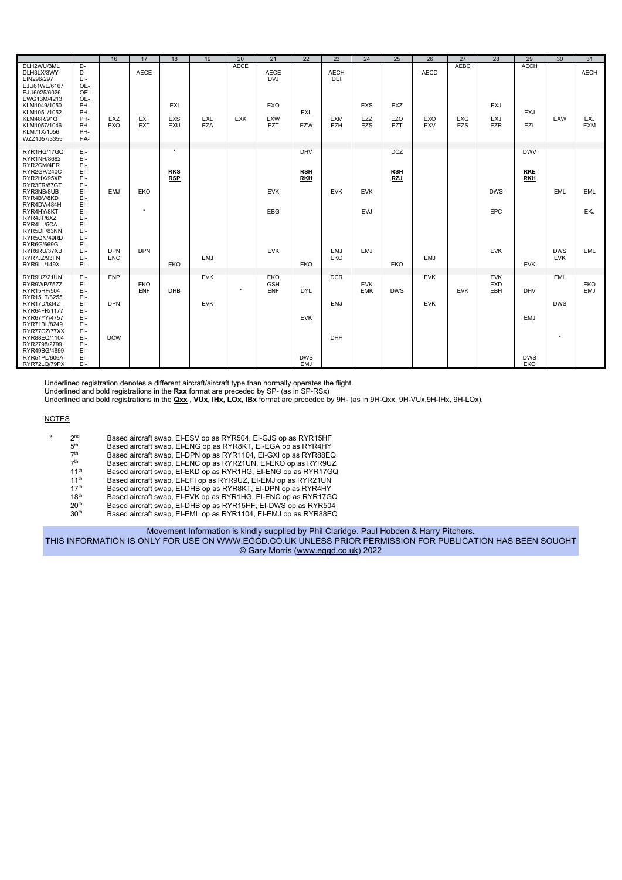| | | 16 | 17 | 18 | 19 | 20 | 21 | 22 | 23 | 24 | 25 | 26 | 27 | 28 | 29 | 30 | 31 |
|---|---|---|---|---|---|---|---|---|---|---|---|---|---|---|---|---|---|
| DLH2WU/3ML | D- | | | | | AECE | | | | | | | AEBC | | AECH | | |
| DLH3LX/3WY | D- | | AECE | | | | AECE | | AECH | | | AECD | | | | | AECH |
| EIN296/297 | EI- | | | | | | DVJ | | DEI | | | | | | | | |
| EJU61WE/6167 | OE- | | | | | | | | | | | | | | | | |
| EJU6025/6026 | OE- | | | | | | | | | | | | | | | | |
| EWG13M/4213 | OE- | | | | | | | | | | | | | | | | |
| KLM1049/1050 | PH- | | | EXI | | | EXO | | | EXS | EXZ | | | EXJ | | | |
| KLM1051/1052 | PH- | | | | | | | EXL | | | | | | | EXJ | | |
| KLM48R/91Q | PH- | EXZ | EXT | EXS | EXL | EXK | EXW | | EXM | EZZ | EZO | EXO | EXG | EXJ | | EXW | EXJ |
| KLM1057/1046 | PH- | EXO | EXT | EXU | EZA | | EZT | EZW | EZH | EZS | EZT | EXV | EZS | EZR | EZL | | EXM |
| KLM71X/1056 | PH- | | | | | | | | | | | | | | | | |
| WZZ1057/3355 | HA- | | | | | | | | | | | | | | | | |
| RYR1HG/17GQ | EI- | | | * | | | | DHV | | | DCZ | | | | DWV | | |
| RYR1NH/8682 | EI- | | | | | | | | | | | | | | | | |
| RYR2CM/4ER | EI- | | | | | | | | | | | | | | | | |
| RYR2GP/24OC | EI- | | | **RKS** | | | | **RSH** | | | **RSH** | | | | **RKE** | | |
| RYR2HX/95XP | EI- | | | **RSP** | | | | **RKH** | | | **RZJ** | | | | **RKH** | | |
| RYR3FR/87GT | EI- | | | | | | | | | | | | | | | | |
| RYR3NB/8UB | EI- | EMJ | EKO | | | | EVK | | EVK | EVK | | | | DWS | | EML | EML |
| RYR4BV/8KD | EI- | | | | | | | | | | | | | | | | |
| RYR4DV/484H | EI- | | | | | | | | | | | | | | | | |
| RYR4HY/8KT | EI- | | * | | | | EBG | | | EVJ | | | | EPC | | | EKJ |
| RYR4JT/6XZ | EI- | | | | | | | | | | | | | | | | |
| RYR4LL/5CA | EI- | | | | | | | | | | | | | | | | |
| RYR5DF/83NN | EI- | | | | | | | | | | | | | | | | |
| RYR5QN/49RD | EI- | | | | | | | | | | | | | | | | |
| RYR6G/669G | EI- | | | | | | | | | | | | | | | | |
| RYR6RU/37XB | EI- | DPN | DPN | | | | EVK | | EMJ | EMJ | | | | EVK | | DWS | EML |
| RYR7JZ/93FN | EI- | ENC | | | EMJ | | | | EKO | | | EMJ | | | | EVK | |
| RYR9LL/149X | EI- | | | EKO | | | | EKO | | | EKO | | | | EVK | | |
| RYR9UZ/21UN | EI- | ENP | | | EVK | | EKO | | DCR | | | EVK | | EVK | | EML | |
| RYR9WP/75ZZ | EI- | | EKO | | | | GSH | | | EVK | | | | EXD | | | EKO |
| RYR15HF/504 | EI- | | ENF | DHB | | * | ENF | DYL | | EMK | DWS | | EVK | EBH | DHV | | EMJ |
| RYR15LT/8255 | EI- | | | | | | | | | | | | | | | | |
| RYR17D/5342 | EI- | DPN | | | EVK | | | | EMJ | | | EVK | | | | DWS | |
| RYR64FR/1177 | EI- | | | | | | | | | | | | | | | | |
| RYR67YY/4757 | EI- | | | | | | | EVK | | | | | | | EMJ | | |
| RYR71BL/8249 | EI- | | | | | | | | | | | | | | | | |
| RYR77CZ/77XX | EI- | | | | | | | | | | | | | | | | |
| RYR88EQ/1104 | EI- | DCW | | | | | | | DHH | | | | | | | * | |
| RYR2798/2799 | EI- | | | | | | | | | | | | | | | | |
| RYR49BG/4899 | EI- | | | | | | | | | | | | | | | | |
| RYR51PL/606A | EI- | | | | | | | DWS | | | | | | | DWS | | |
| RYR72LQ/79PX | EI- | | | | | | | EMJ | | | | | | | EKO | | |

Underlined registration denotes a different aircraft/aircraft type than normally operates the flight.
Underlined and bold registrations in the **Rxx** format are preceded by SP- (as in SP-RSx)
Underlined and bold registrations in the **Qxx** , **VUx**, **IHx, LOx, IBx** format are preceded by 9H- (as in 9H-Qxx, 9H-VUx,9H-IHx, 9H-LOx).

NOTES

| | | |
|---|---|---|
| * | 2nd | Based aircraft swap, EI-ESV op as RYR504, EI-GJS op as RYR15HF |
| | 5th | Based aircraft swap, EI-ENG op as RYR8KT, EI-EGA op as RYR4HY |
| | 7th | Based aircraft swap, EI-DPN op as RYR1104, EI-GXI op as RYR88EQ |
| | 7th | Based aircraft swap, EI-ENC op as RYR21UN, EI-EKO op as RYR9UZ |
| | 11th | Based aircraft swap, EI-EKD op as RYR1HG, EI-ENG op as RYR17GQ |
| | 11th | Based aircraft swap, EI-EFI op as RYR9UZ, EI-EMJ op as RYR21UN |
| | 17th | Based aircraft swap, EI-DHB op as RYR8KT, EI-DPN op as RYR4HY |
| | 18th | Based aircraft swap, EI-EVK op as RYR1HG, EI-ENC op as RYR17GQ |
| | 20th | Based aircraft swap, EI-DHB op as RYR15HF, EI-DWS op as RYR504 |
| | 30th | Based aircraft swap, EI-EML op as RYR1104, EI-EMJ op as RYR88EQ |

Movement Information is kindly supplied by Phil Claridge. Paul Hobden & Harry Pitchers.
THIS INFORMATION IS ONLY FOR USE ON WWW.EGGD.CO.UK UNLESS PRIOR PERMISSION FOR PUBLICATION HAS BEEN SOUGHT
© Gary Morris (www.eggd.co.uk) 2022